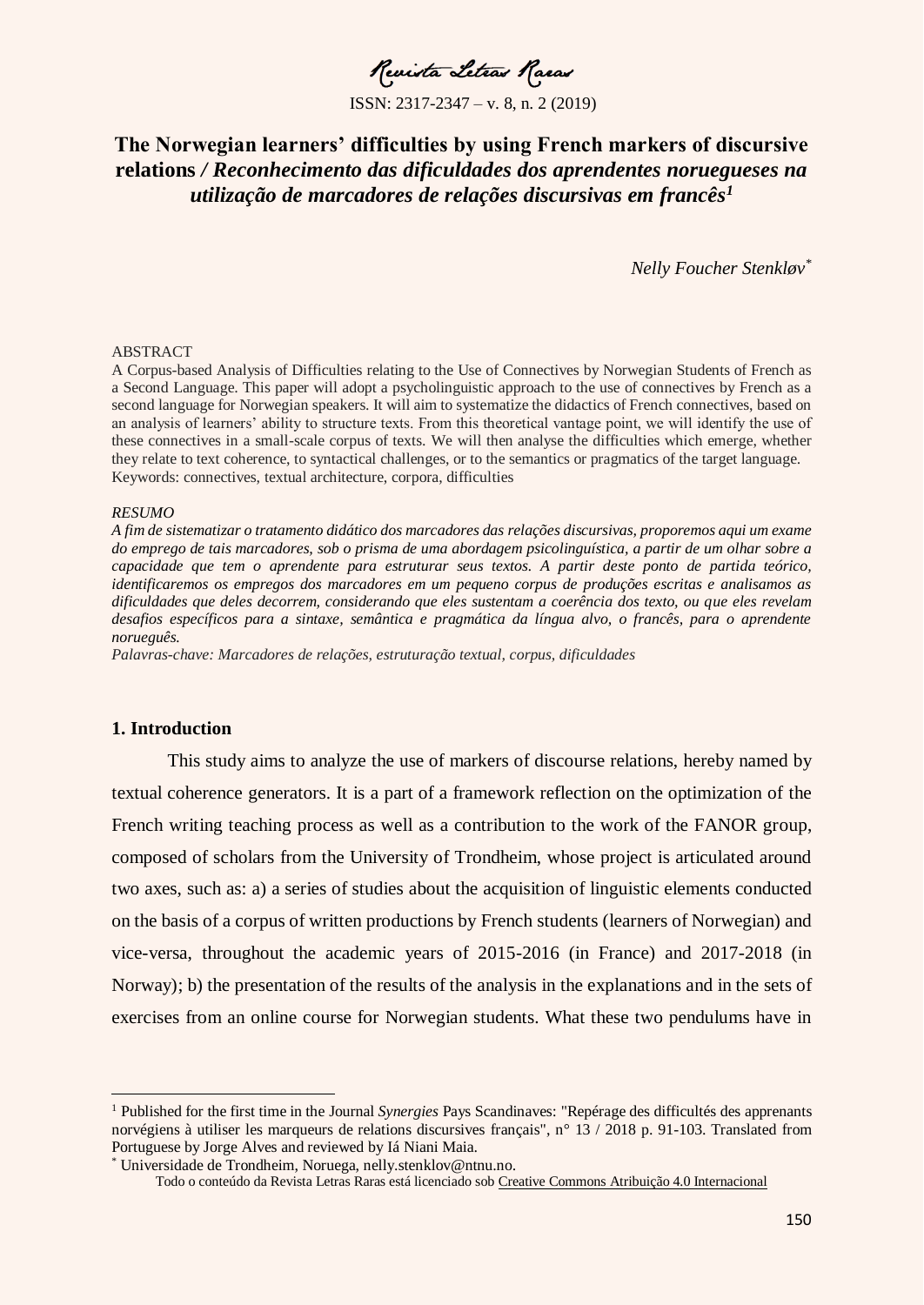# The Norwegian learners' difficulties by using French markers of discursive relations / *Reconhecimento das dificuldades dos aprendentes noruegueses na utilização de marcadores de relações discursivas em francês*[1]

*Nelly Foucher Stenkløv*[*]

ABSTRACT

A Corpus-based Analysis of Difficulties relating to the Use of Connectives by Norwegian Students of French as a Second Language. This paper will adopt a psycholinguistic approach to the use of connectives by French as a second language for Norwegian speakers. It will aim to systematize the didactics of French connectives, based on an analysis of learners' ability to structure texts. From this theoretical vantage point, we will identify the use of these connectives in a small-scale corpus of texts. We will then analyse the difficulties which emerge, whether they relate to text coherence, to syntactical challenges, or to the semantics or pragmatics of the target language.

Keywords: connectives, textual architecture, corpora, difficulties

*RESUMO*

*A fim de sistematizar o tratamento didático dos marcadores das relações discursivas, proporemos aqui um exame do emprego de tais marcadores, sob o prisma de uma abordagem psicolinguística, a partir de um olhar sobre a capacidade que tem o aprendente para estruturar seus textos. A partir deste ponto de partida teórico, identificaremos os empregos dos marcadores em um pequeno corpus de produções escritas e analisamos as dificuldades que deles decorrem, considerando que eles sustentam a coerência dos texto, ou que eles revelam desafios específicos para a sintaxe, semântica e pragmática da língua alvo, o francês, para o aprendente norueguês.*

*Palavras-chave: Marcadores de relações, estruturação textual, corpus, dificuldades*

## 1. Introduction

This study aims to analyze the use of markers of discourse relations, hereby named by textual coherence generators. It is a part of a framework reflection on the optimization of the French writing teaching process as well as a contribution to the work of the FANOR group, composed of scholars from the University of Trondheim, whose project is articulated around two axes, such as: a) a series of studies about the acquisition of linguistic elements conducted on the basis of a corpus of written productions by French students (learners of Norwegian) and vice-versa, throughout the academic years of 2015-2016 (in France) and 2017-2018 (in Norway); b) the presentation of the results of the analysis in the explanations and in the sets of exercises from an online course for Norwegian students. What these two pendulums have in

---

[1] Published for the first time in the Journal *Synergies* Pays Scandinaves: "Repérage des difficultés des apprenants norvégiens à utiliser les marqueurs de relations discursives français", n° 13 / 2018 p. 91-103. Translated from Portuguese by Jorge Alves and reviewed by Iá Niani Maia.

[*] Universidade de Trondheim, Noruega, nelly.stenklov@ntnu.no.

Todo o conteúdo da Revista Letras Raras está licenciado sob Creative Commons Atribuição 4.0 Internacional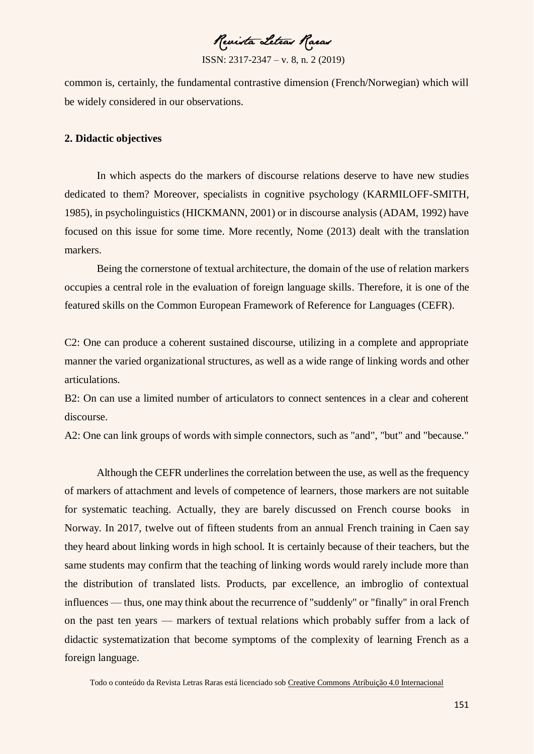common is, certainly, the fundamental contrastive dimension (French/Norwegian) which will be widely considered in our observations.

**2. Didactic objectives**

In which aspects do the markers of discourse relations deserve to have new studies dedicated to them? Moreover, specialists in cognitive psychology (KARMILOFF-SMITH, 1985), in psycholinguistics (HICKMANN, 2001) or in discourse analysis (ADAM, 1992) have focused on this issue for some time. More recently, Nome (2013) dealt with the translation markers.

Being the cornerstone of textual architecture, the domain of the use of relation markers occupies a central role in the evaluation of foreign language skills. Therefore, it is one of the featured skills on the Common European Framework of Reference for Languages (CEFR).

C2: One can produce a coherent sustained discourse, utilizing in a complete and appropriate manner the varied organizational structures, as well as a wide range of linking words and other articulations.
B2: On can use a limited number of articulators to connect sentences in a clear and coherent discourse.
A2: One can link groups of words with simple connectors, such as "and", "but" and "because."

Although the CEFR underlines the correlation between the use, as well as the frequency of markers of attachment and levels of competence of learners, those markers are not suitable for systematic teaching. Actually, they are barely discussed on French course books in Norway. In 2017, twelve out of fifteen students from an annual French training in Caen say they heard about linking words in high school. It is certainly because of their teachers, but the same students may confirm that the teaching of linking words would rarely include more than the distribution of translated lists. Products, par excellence, an imbroglio of contextual influences — thus, one may think about the recurrence of "suddenly" or "finally" in oral French on the past ten years — markers of textual relations which probably suffer from a lack of didactic systematization that become symptoms of the complexity of learning French as a foreign language.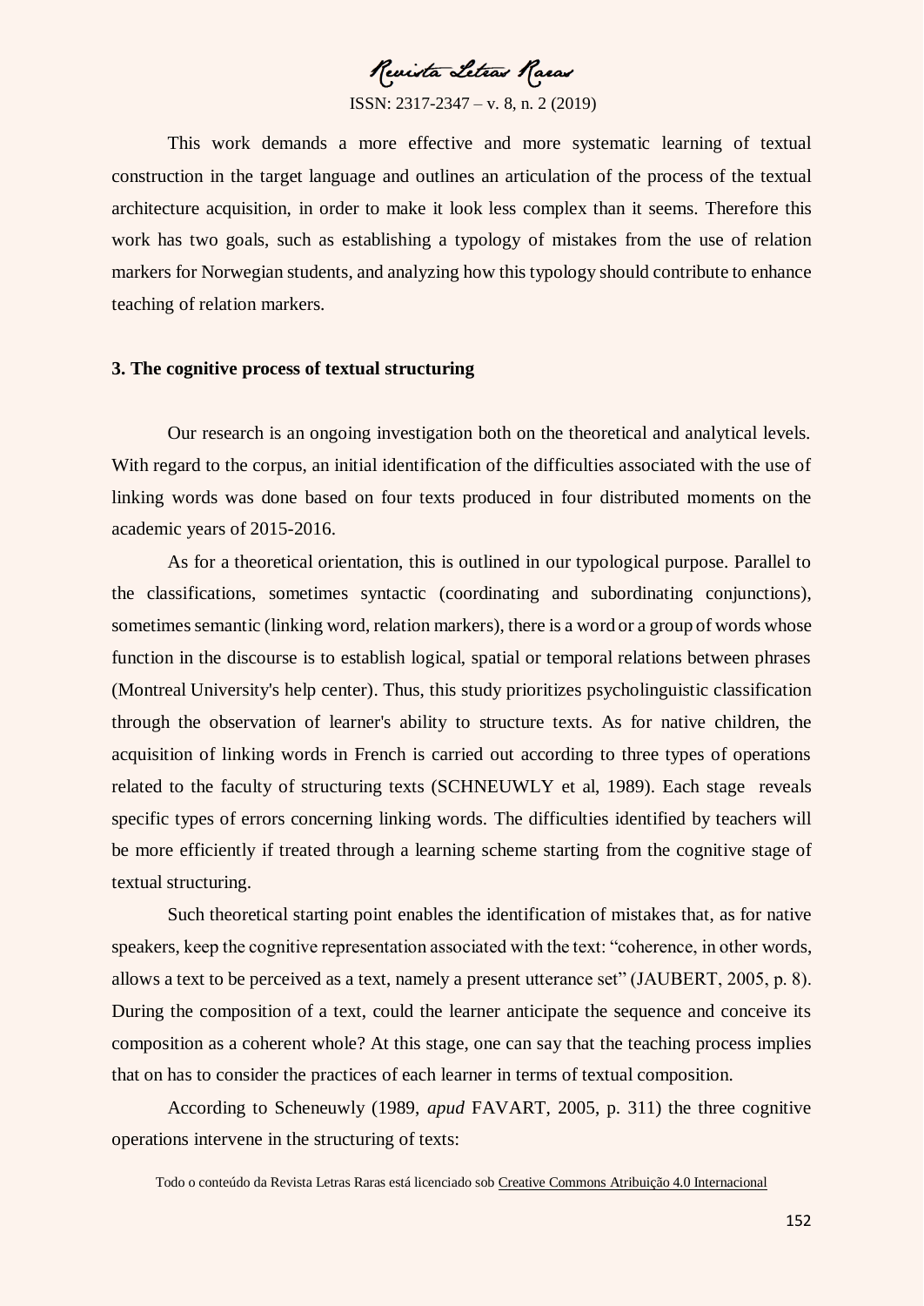This work demands a more effective and more systematic learning of textual construction in the target language and outlines an articulation of the process of the textual architecture acquisition, in order to make it look less complex than it seems. Therefore this work has two goals, such as establishing a typology of mistakes from the use of relation markers for Norwegian students, and analyzing how this typology should contribute to enhance teaching of relation markers.

### 3. The cognitive process of textual structuring

Our research is an ongoing investigation both on the theoretical and analytical levels. With regard to the corpus, an initial identification of the difficulties associated with the use of linking words was done based on four texts produced in four distributed moments on the academic years of 2015-2016.

As for a theoretical orientation, this is outlined in our typological purpose. Parallel to the classifications, sometimes syntactic (coordinating and subordinating conjunctions), sometimes semantic (linking word, relation markers), there is a word or a group of words whose function in the discourse is to establish logical, spatial or temporal relations between phrases (Montreal University's help center). Thus, this study prioritizes psycholinguistic classification through the observation of learner's ability to structure texts. As for native children, the acquisition of linking words in French is carried out according to three types of operations related to the faculty of structuring texts (SCHNEUWLY et al, 1989). Each stage reveals specific types of errors concerning linking words. The difficulties identified by teachers will be more efficiently if treated through a learning scheme starting from the cognitive stage of textual structuring.

Such theoretical starting point enables the identification of mistakes that, as for native speakers, keep the cognitive representation associated with the text: "coherence, in other words, allows a text to be perceived as a text, namely a present utterance set" (JAUBERT, 2005, p. 8). During the composition of a text, could the learner anticipate the sequence and conceive its composition as a coherent whole? At this stage, one can say that the teaching process implies that on has to consider the practices of each learner in terms of textual composition.

According to Scheneuwly (1989, *apud* FAVART, 2005, p. 311) the three cognitive operations intervene in the structuring of texts: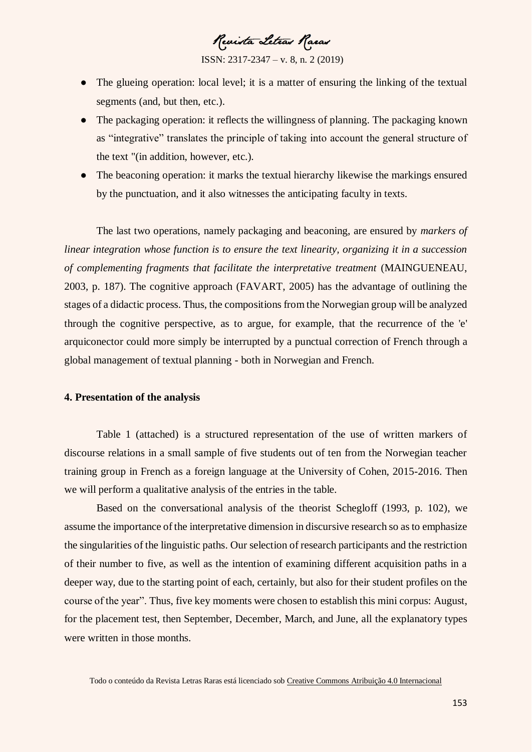- The glueing operation: local level; it is a matter of ensuring the linking of the textual segments (and, but then, etc.).
- The packaging operation: it reflects the willingness of planning. The packaging known as "integrative" translates the principle of taking into account the general structure of the text "(in addition, however, etc.).
- The beaconing operation: it marks the textual hierarchy likewise the markings ensured by the punctuation, and it also witnesses the anticipating faculty in texts.

The last two operations, namely packaging and beaconing, are ensured by *markers of linear integration whose function is to ensure the text linearity, organizing it in a succession of complementing fragments that facilitate the interpretative treatment* (MAINGUENEAU, 2003, p. 187). The cognitive approach (FAVART, 2005) has the advantage of outlining the stages of a didactic process. Thus, the compositions from the Norwegian group will be analyzed through the cognitive perspective, as to argue, for example, that the recurrence of the 'e' arquiconector could more simply be interrupted by a punctual correction of French through a global management of textual planning - both in Norwegian and French.

**4. Presentation of the analysis**

Table 1 (attached) is a structured representation of the use of written markers of discourse relations in a small sample of five students out of ten from the Norwegian teacher training group in French as a foreign language at the University of Cohen, 2015-2016. Then we will perform a qualitative analysis of the entries in the table.

Based on the conversational analysis of the theorist Schegloff (1993, p. 102), we assume the importance of the interpretative dimension in discursive research so as to emphasize the singularities of the linguistic paths. Our selection of research participants and the restriction of their number to five, as well as the intention of examining different acquisition paths in a deeper way, due to the starting point of each, certainly, but also for their student profiles on the course of the year". Thus, five key moments were chosen to establish this mini corpus: August, for the placement test, then September, December, March, and June, all the explanatory types were written in those months.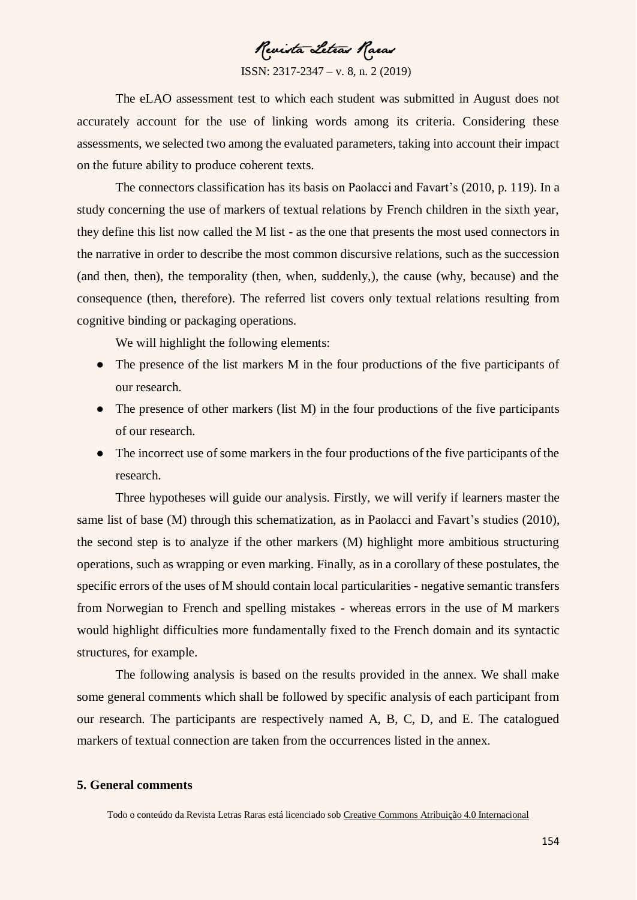The eLAO assessment test to which each student was submitted in August does not accurately account for the use of linking words among its criteria. Considering these assessments, we selected two among the evaluated parameters, taking into account their impact on the future ability to produce coherent texts.

The connectors classification has its basis on Paolacci and Favart's (2010, p. 119). In a study concerning the use of markers of textual relations by French children in the sixth year, they define this list now called the M list - as the one that presents the most used connectors in the narrative in order to describe the most common discursive relations, such as the succession (and then, then), the temporality (then, when, suddenly,), the cause (why, because) and the consequence (then, therefore). The referred list covers only textual relations resulting from cognitive binding or packaging operations.

We will highlight the following elements:

- The presence of the list markers M in the four productions of the five participants of our research.
- The presence of other markers (list M) in the four productions of the five participants of our research.
- The incorrect use of some markers in the four productions of the five participants of the research.

Three hypotheses will guide our analysis. Firstly, we will verify if learners master the same list of base (M) through this schematization, as in Paolacci and Favart's studies (2010), the second step is to analyze if the other markers (M) highlight more ambitious structuring operations, such as wrapping or even marking. Finally, as in a corollary of these postulates, the specific errors of the uses of M should contain local particularities - negative semantic transfers from Norwegian to French and spelling mistakes - whereas errors in the use of M markers would highlight difficulties more fundamentally fixed to the French domain and its syntactic structures, for example.

The following analysis is based on the results provided in the annex. We shall make some general comments which shall be followed by specific analysis of each participant from our research. The participants are respectively named A, B, C, D, and E. The catalogued markers of textual connection are taken from the occurrences listed in the annex.

## 5. General comments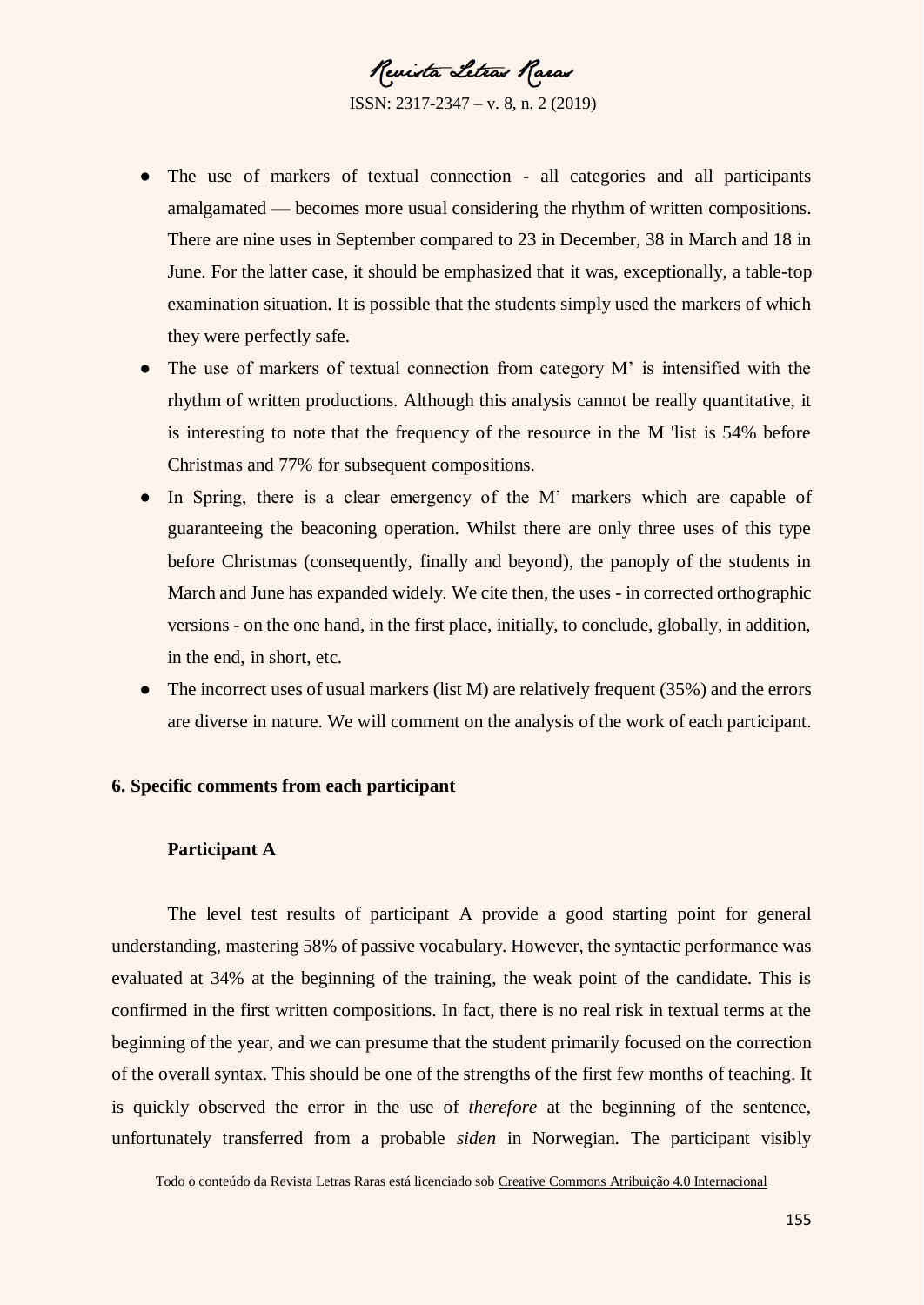- The use of markers of textual connection - all categories and all participants amalgamated — becomes more usual considering the rhythm of written compositions. There are nine uses in September compared to 23 in December, 38 in March and 18 in June. For the latter case, it should be emphasized that it was, exceptionally, a table-top examination situation. It is possible that the students simply used the markers of which they were perfectly safe.
- The use of markers of textual connection from category M' is intensified with the rhythm of written productions. Although this analysis cannot be really quantitative, it is interesting to note that the frequency of the resource in the M 'list is 54% before Christmas and 77% for subsequent compositions.
- In Spring, there is a clear emergency of the M' markers which are capable of guaranteeing the beaconing operation. Whilst there are only three uses of this type before Christmas (consequently, finally and beyond), the panoply of the students in March and June has expanded widely. We cite then, the uses - in corrected orthographic versions - on the one hand, in the first place, initially, to conclude, globally, in addition, in the end, in short, etc.
- The incorrect uses of usual markers (list M) are relatively frequent (35%) and the errors are diverse in nature. We will comment on the analysis of the work of each participant.

**6. Specific comments from each participant**

**Participant A**

The level test results of participant A provide a good starting point for general understanding, mastering 58% of passive vocabulary. However, the syntactic performance was evaluated at 34% at the beginning of the training, the weak point of the candidate. This is confirmed in the first written compositions. In fact, there is no real risk in textual terms at the beginning of the year, and we can presume that the student primarily focused on the correction of the overall syntax. This should be one of the strengths of the first few months of teaching. It is quickly observed the error in the use of *therefore* at the beginning of the sentence, unfortunately transferred from a probable *siden* in Norwegian. The participant visibly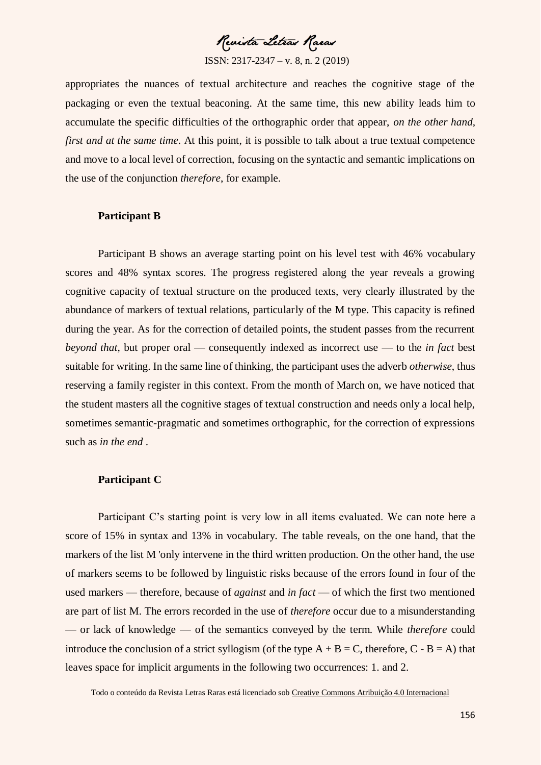appropriates the nuances of textual architecture and reaches the cognitive stage of the packaging or even the textual beaconing. At the same time, this new ability leads him to accumulate the specific difficulties of the orthographic order that appear, *on the other hand, first and at the same time*. At this point, it is possible to talk about a true textual competence and move to a local level of correction, focusing on the syntactic and semantic implications on the use of the conjunction *therefore*, for example.

**Participant B**

Participant B shows an average starting point on his level test with 46% vocabulary scores and 48% syntax scores. The progress registered along the year reveals a growing cognitive capacity of textual structure on the produced texts, very clearly illustrated by the abundance of markers of textual relations, particularly of the M type. This capacity is refined during the year. As for the correction of detailed points, the student passes from the recurrent *beyond that*, but proper oral — consequently indexed as incorrect use — to the *in fact* best suitable for writing. In the same line of thinking, the participant uses the adverb *otherwise*, thus reserving a family register in this context. From the month of March on, we have noticed that the student masters all the cognitive stages of textual construction and needs only a local help, sometimes semantic-pragmatic and sometimes orthographic, for the correction of expressions such as *in the end* .

**Participant C**

Participant C's starting point is very low in all items evaluated. We can note here a score of 15% in syntax and 13% in vocabulary. The table reveals, on the one hand, that the markers of the list M 'only intervene in the third written production. On the other hand, the use of markers seems to be followed by linguistic risks because of the errors found in four of the used markers — therefore, because of *against* and *in fact* — of which the first two mentioned are part of list M. The errors recorded in the use of *therefore* occur due to a misunderstanding — or lack of knowledge — of the semantics conveyed by the term. While *therefore* could introduce the conclusion of a strict syllogism (of the type $A + B = C$, therefore, $C - B = A$) that leaves space for implicit arguments in the following two occurrences: 1. and 2.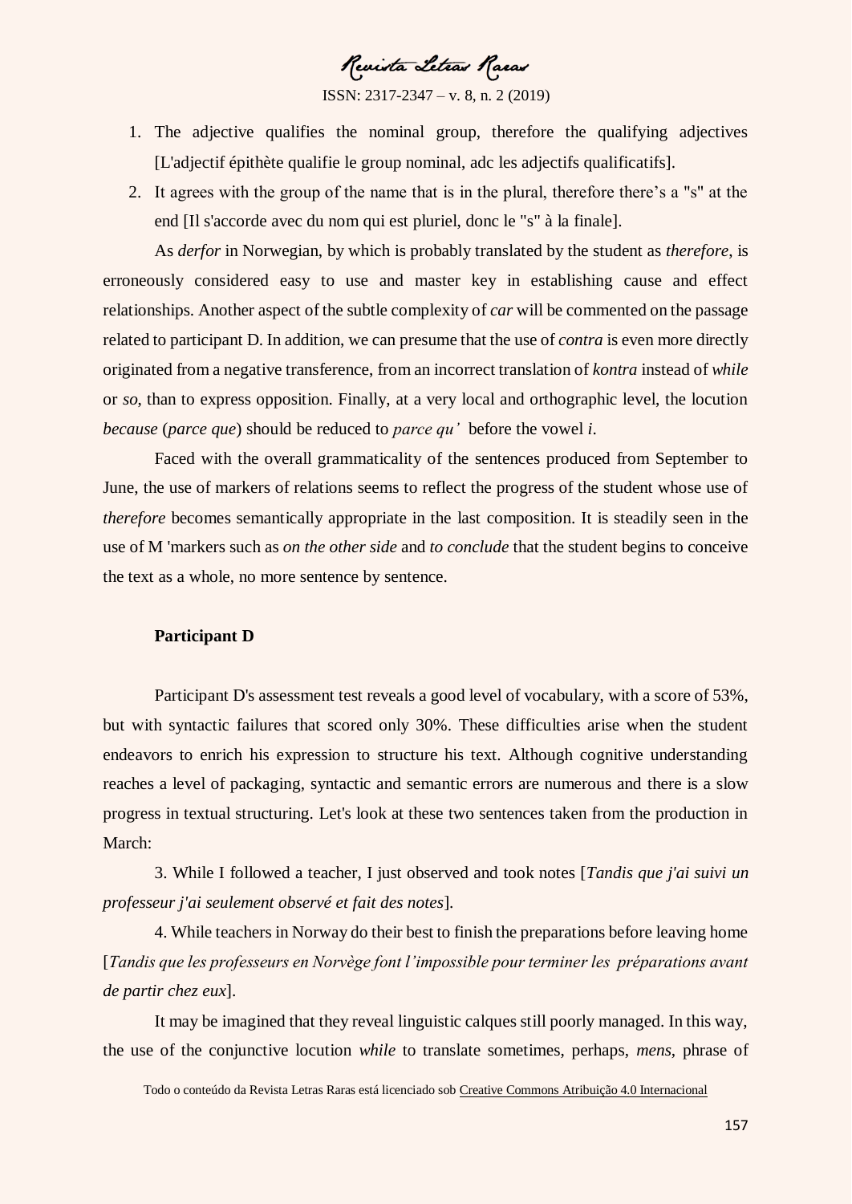1. The adjective qualifies the nominal group, therefore the qualifying adjectives [L'adjectif épithète qualifie le group nominal, adc les adjectifs qualificatifs].
2. It agrees with the group of the name that is in the plural, therefore there's a "s" at the end [Il s'accorde avec du nom qui est pluriel, donc le "s" à la finale].

As *derfor* in Norwegian, by which is probably translated by the student as *therefore*, is erroneously considered easy to use and master key in establishing cause and effect relationships. Another aspect of the subtle complexity of *car* will be commented on the passage related to participant D. In addition, we can presume that the use of *contra* is even more directly originated from a negative transference, from an incorrect translation of *kontra* instead of *while* or *so*, than to express opposition. Finally, at a very local and orthographic level, the locution *because* (*parce que*) should be reduced to *parce qu'* before the vowel *i*.

Faced with the overall grammaticality of the sentences produced from September to June, the use of markers of relations seems to reflect the progress of the student whose use of *therefore* becomes semantically appropriate in the last composition. It is steadily seen in the use of M 'markers such as *on the other side* and *to conclude* that the student begins to conceive the text as a whole, no more sentence by sentence.

**Participant D**

Participant D's assessment test reveals a good level of vocabulary, with a score of 53%, but with syntactic failures that scored only 30%. These difficulties arise when the student endeavors to enrich his expression to structure his text. Although cognitive understanding reaches a level of packaging, syntactic and semantic errors are numerous and there is a slow progress in textual structuring. Let's look at these two sentences taken from the production in March:

3. While I followed a teacher, I just observed and took notes [*Tandis que j'ai suivi un professeur j'ai seulement observé et fait des notes*].

4. While teachers in Norway do their best to finish the preparations before leaving home [*Tandis que les professeurs en Norvège font l'impossible pour terminer les préparations avant de partir chez eux*].

It may be imagined that they reveal linguistic calques still poorly managed. In this way, the use of the conjunctive locution *while* to translate sometimes, perhaps, *mens*, phrase of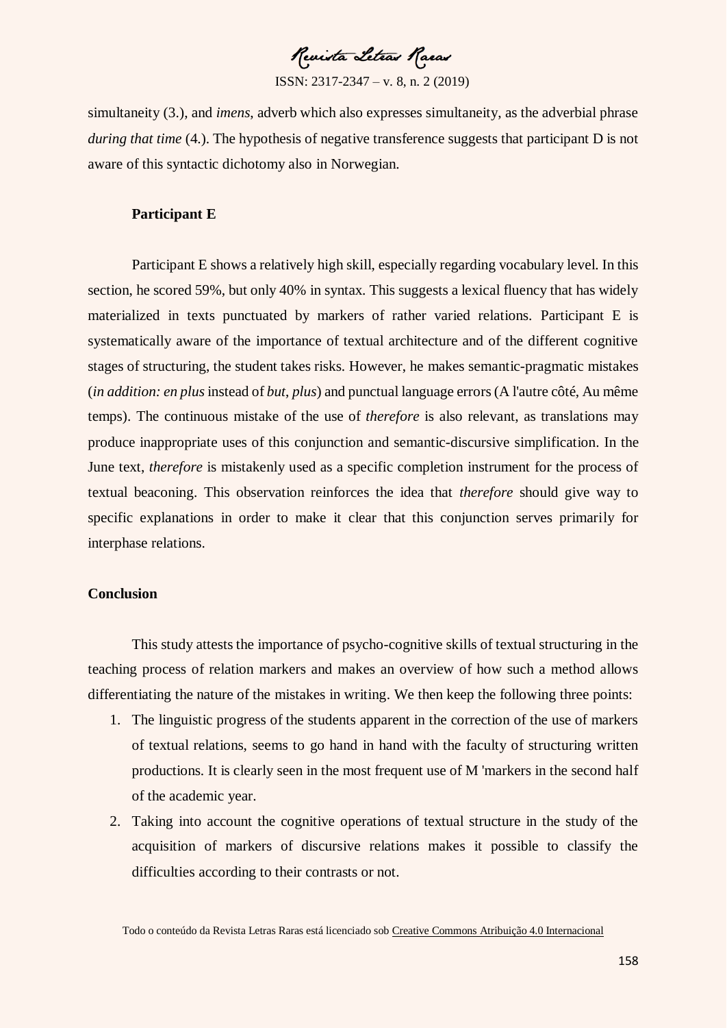simultaneity (3.), and *imens*, adverb which also expresses simultaneity, as the adverbial phrase *during that time* (4.). The hypothesis of negative transference suggests that participant D is not aware of this syntactic dichotomy also in Norwegian.

**Participant E**

Participant E shows a relatively high skill, especially regarding vocabulary level. In this section, he scored 59%, but only 40% in syntax. This suggests a lexical fluency that has widely materialized in texts punctuated by markers of rather varied relations. Participant E is systematically aware of the importance of textual architecture and of the different cognitive stages of structuring, the student takes risks. However, he makes semantic-pragmatic mistakes (*in addition: en plus* instead of *but*, *plus*) and punctual language errors (A l'autre côté, Au même temps). The continuous mistake of the use of *therefore* is also relevant, as translations may produce inappropriate uses of this conjunction and semantic-discursive simplification. In the June text, *therefore* is mistakenly used as a specific completion instrument for the process of textual beaconing. This observation reinforces the idea that *therefore* should give way to specific explanations in order to make it clear that this conjunction serves primarily for interphase relations.

## Conclusion

This study attests the importance of psycho-cognitive skills of textual structuring in the teaching process of relation markers and makes an overview of how such a method allows differentiating the nature of the mistakes in writing. We then keep the following three points:

1. The linguistic progress of the students apparent in the correction of the use of markers of textual relations, seems to go hand in hand with the faculty of structuring written productions. It is clearly seen in the most frequent use of M 'markers in the second half of the academic year.
2. Taking into account the cognitive operations of textual structure in the study of the acquisition of markers of discursive relations makes it possible to classify the difficulties according to their contrasts or not.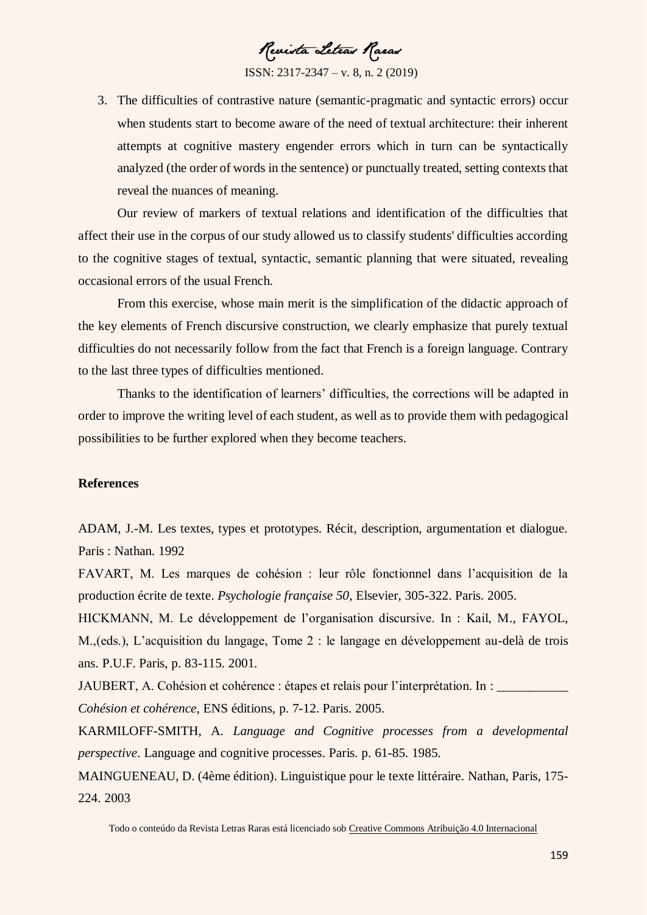3. The difficulties of contrastive nature (semantic-pragmatic and syntactic errors) occur when students start to become aware of the need of textual architecture: their inherent attempts at cognitive mastery engender errors which in turn can be syntactically analyzed (the order of words in the sentence) or punctually treated, setting contexts that reveal the nuances of meaning.

Our review of markers of textual relations and identification of the difficulties that affect their use in the corpus of our study allowed us to classify students' difficulties according to the cognitive stages of textual, syntactic, semantic planning that were situated, revealing occasional errors of the usual French.

From this exercise, whose main merit is the simplification of the didactic approach of the key elements of French discursive construction, we clearly emphasize that purely textual difficulties do not necessarily follow from the fact that French is a foreign language. Contrary to the last three types of difficulties mentioned.

Thanks to the identification of learners' difficulties, the corrections will be adapted in order to improve the writing level of each student, as well as to provide them with pedagogical possibilities to be further explored when they become teachers.

**References**

ADAM, J.-M. Les textes, types et prototypes. Récit, description, argumentation et dialogue. Paris : Nathan. 1992

FAVART, M. Les marques de cohésion : leur rôle fonctionnel dans l'acquisition de la production écrite de texte. *Psychologie française 50*, Elsevier, 305-322. Paris. 2005.

HICKMANN, M. Le développement de l'organisation discursive. In : Kail, M., FAYOL, M.,(eds.), L'acquisition du langage, Tome 2 : le langage en développement au-delà de trois ans. P.U.F. Paris, p. 83-115. 2001.

JAUBERT, A. Cohésion et cohérence : étapes et relais pour l'interprétation. In : ___________ *Cohésion et cohérence*, ENS éditions, p. 7-12. Paris. 2005.

KARMILOFF-SMITH, A. *Language and Cognitive processes from a developmental perspective*. Language and cognitive processes. Paris. p. 61-85. 1985.

MAINGUENEAU, D. (4ème édition). Linguistique pour le texte littéraire. Nathan, Paris, 175-224. 2003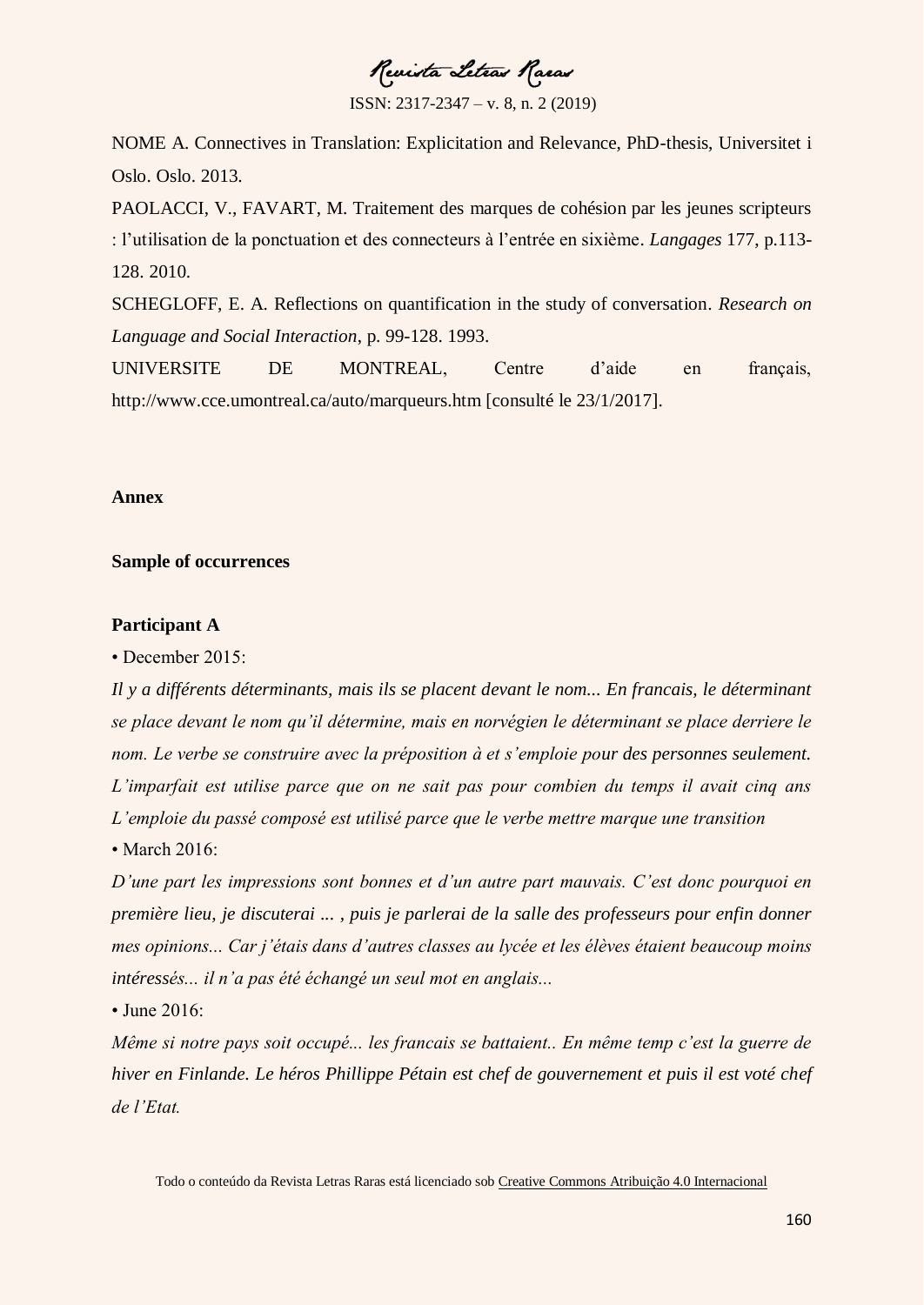NOME A. Connectives in Translation: Explicitation and Relevance, PhD-thesis, Universitet i Oslo. Oslo. 2013.

PAOLACCI, V., FAVART, M. Traitement des marques de cohésion par les jeunes scripteurs : l'utilisation de la ponctuation et des connecteurs à l'entrée en sixième. *Langages* 177, p.113-128. 2010.

SCHEGLOFF, E. A. Reflections on quantification in the study of conversation. *Research on Language and Social Interaction*, p. 99-128. 1993.

UNIVERSITE DE MONTREAL, Centre d'aide en français, http://www.cce.umontreal.ca/auto/marqueurs.htm [consulté le 23/1/2017].

**Annex**

**Sample of occurrences**

**Participant A**

• December 2015:

*Il y a différents déterminants, mais ils se placent devant le nom... En francais, le déterminant se place devant le nom qu'il détermine, mais en norvégien le déterminant se place derriere le nom. Le verbe se construire avec la préposition à et s'emploie pour des personnes seulement. L'imparfait est utilise parce que on ne sait pas pour combien du temps il avait cinq ans L'emploie du passé composé est utilisé parce que le verbe mettre marque une transition*

• March 2016:

*D'une part les impressions sont bonnes et d'un autre part mauvais. C'est donc pourquoi en première lieu, je discuterai ... , puis je parlerai de la salle des professeurs pour enfin donner mes opinions... Car j'étais dans d'autres classes au lycée et les élèves étaient beaucoup moins intéressés... il n'a pas été échangé un seul mot en anglais...*

• June 2016:

*Même si notre pays soit occupé... les francais se battaient.. En même temp c'est la guerre de hiver en Finlande. Le héros Phillippe Pétain est chef de gouvernement et puis il est voté chef de l'Etat.*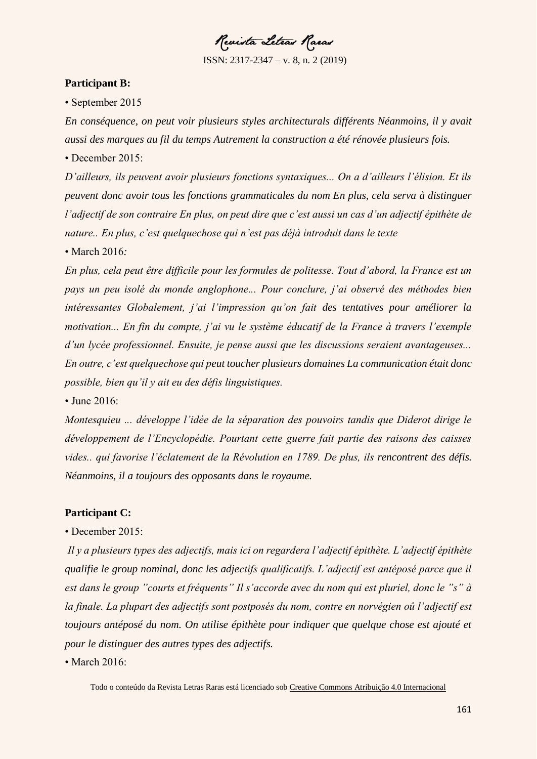**Participant B:**

• September 2015

*En conséquence, on peut voir plusieurs styles architecturals différents Néanmoins, il y avait aussi des marques au fil du temps Autrement la construction a été rénovée plusieurs fois.*

• December 2015:

*D'ailleurs, ils peuvent avoir plusieurs fonctions syntaxiques... On a d'ailleurs l'élision. Et ils peuvent donc avoir tous les fonctions grammaticales du nom En plus, cela serva à distinguer l'adjectif de son contraire En plus, on peut dire que c'est aussi un cas d'un adjectif épithète de nature.. En plus, c'est quelquechose qui n'est pas déjà introduit dans le texte*

• March 2016*:*

*En plus, cela peut être difficile pour les formules de politesse. Tout d'abord, la France est un pays un peu isolé du monde anglophone... Pour conclure, j'ai observé des méthodes bien intéressantes Globalement, j'ai l'impression qu'on fait des tentatives pour améliorer la motivation... En fin du compte, j'ai vu le système éducatif de la France à travers l'exemple d'un lycée professionnel. Ensuite, je pense aussi que les discussions seraient avantageuses... En outre, c'est quelquechose qui peut toucher plusieurs domaines La communication était donc possible, bien qu'il y ait eu des défis linguistiques.*

• June 2016:

*Montesquieu ... développe l'idée de la séparation des pouvoirs tandis que Diderot dirige le développement de l'Encyclopédie. Pourtant cette guerre fait partie des raisons des caisses vides.. qui favorise l'éclatement de la Révolution en 1789. De plus, ils rencontrent des défis. Néanmoins, il a toujours des opposants dans le royaume.*

**Participant C:**

• December 2015:

*Il y a plusieurs types des adjectifs, mais ici on regardera l'adjectif épithète. L'adjectif épithète qualifie le group nominal, donc les adjectifs qualificatifs. L'adjectif est antéposé parce que il est dans le group "courts et fréquents" Il s'accorde avec du nom qui est pluriel, donc le "s" à la finale. La plupart des adjectifs sont postposés du nom, contre en norvégien oû l'adjectif est toujours antéposé du nom. On utilise épithète pour indiquer que quelque chose est ajouté et pour le distinguer des autres types des adjectifs.*

• March 2016: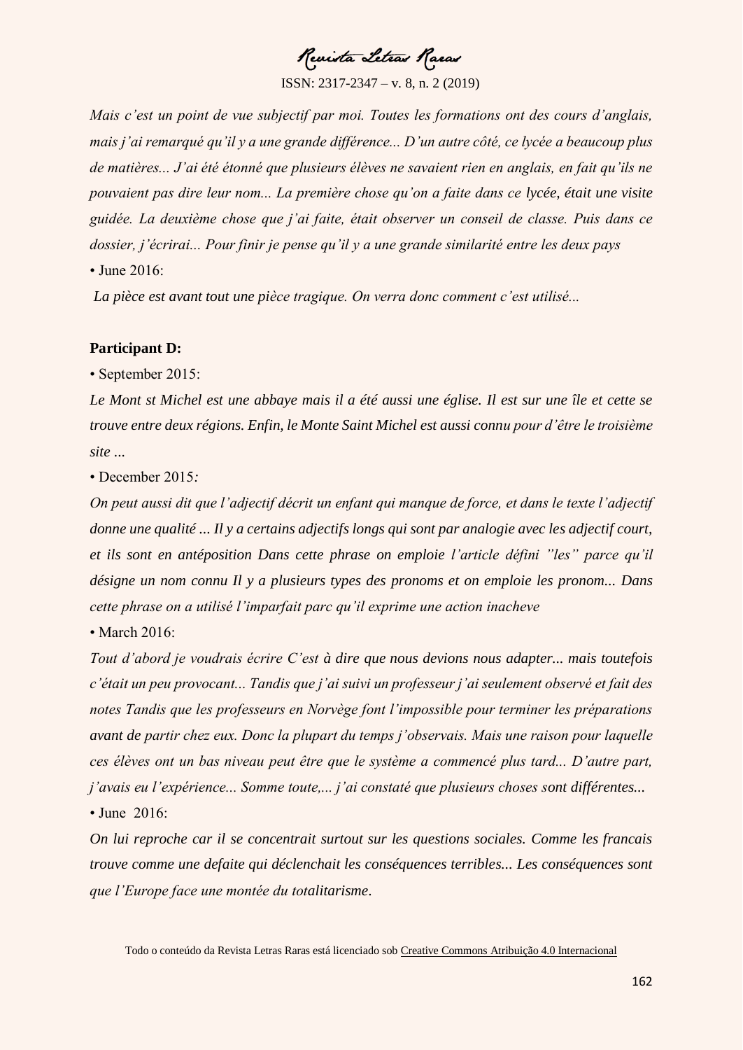*Mais c'est un point de vue subjectif par moi. Toutes les formations ont des cours d'anglais, mais j'ai remarqué qu'il y a une grande différence... D'un autre côté, ce lycée a beaucoup plus de matières... J'ai été étonné que plusieurs élèves ne savaient rien en anglais, en fait qu'ils ne pouvaient pas dire leur nom... La première chose qu'on a faite dans ce lycée, était une visite guidée. La deuxième chose que j'ai faite, était observer un conseil de classe. Puis dans ce dossier, j'écrirai... Pour finir je pense qu'il y a une grande similarité entre les deux pays*

• June 2016:

*La pièce est avant tout une pièce tragique. On verra donc comment c'est utilisé...*

**Participant D:**

• September 2015:

*Le Mont st Michel est une abbaye mais il a été aussi une église. Il est sur une île et cette se trouve entre deux régions. Enfin, le Monte Saint Michel est aussi connu pour d'être le troisième site ...*

• December 2015*:*

*On peut aussi dit que l'adjectif décrit un enfant qui manque de force, et dans le texte l'adjectif donne une qualité ... Il y a certains adjectifs longs qui sont par analogie avec les adjectif court, et ils sont en antéposition Dans cette phrase on emploie l'article défini "les" parce qu'il désigne un nom connu Il y a plusieurs types des pronoms et on emploie les pronom... Dans cette phrase on a utilisé l'imparfait parc qu'il exprime une action inacheve*

• March 2016:

*Tout d'abord je voudrais écrire C'est à dire que nous devions nous adapter... mais toutefois c'était un peu provocant... Tandis que j'ai suivi un professeur j'ai seulement observé et fait des notes Tandis que les professeurs en Norvège font l'impossible pour terminer les préparations avant de partir chez eux. Donc la plupart du temps j'observais. Mais une raison pour laquelle ces élèves ont un bas niveau peut être que le système a commencé plus tard... D'autre part, j'avais eu l'expérience... Somme toute,... j'ai constaté que plusieurs choses sont différentes...*

• June 2016:

*On lui reproche car il se concentrait surtout sur les questions sociales. Comme les francais trouve comme une defaite qui déclenchait les conséquences terribles... Les conséquences sont que l'Europe face une montée du totalitarisme.*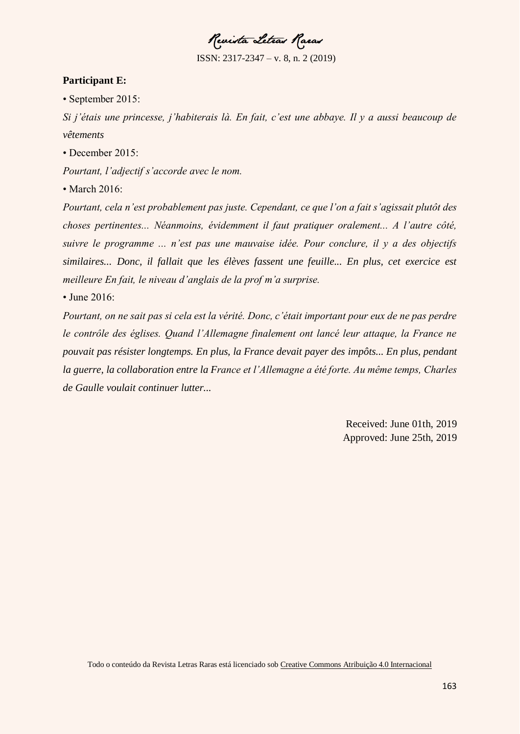**Participant E:**

• September 2015:

*Si j'étais une princesse, j'habiterais là. En fait, c'est une abbaye. Il y a aussi beaucoup de vêtements*

• December 2015:

*Pourtant, l'adjectif s'accorde avec le nom.*

• March 2016:

*Pourtant, cela n'est probablement pas juste. Cependant, ce que l'on a fait s'agissait plutôt des choses pertinentes... Néanmoins, évidemment il faut pratiquer oralement... A l'autre côté, suivre le programme ... n'est pas une mauvaise idée. Pour conclure, il y a des objectifs similaires... Donc, il fallait que les élèves fassent une feuille... En plus, cet exercice est meilleure En fait, le niveau d'anglais de la prof m'a surprise.*

• June 2016:

*Pourtant, on ne sait pas si cela est la vérité. Donc, c'était important pour eux de ne pas perdre le contrôle des églises. Quand l'Allemagne finalement ont lancé leur attaque, la France ne pouvait pas résister longtemps. En plus, la France devait payer des impôts... En plus, pendant la guerre, la collaboration entre la France et l'Allemagne a été forte. Au même temps, Charles de Gaulle voulait continuer lutter...*

Received: June 01th, 2019
Approved: June 25th, 2019